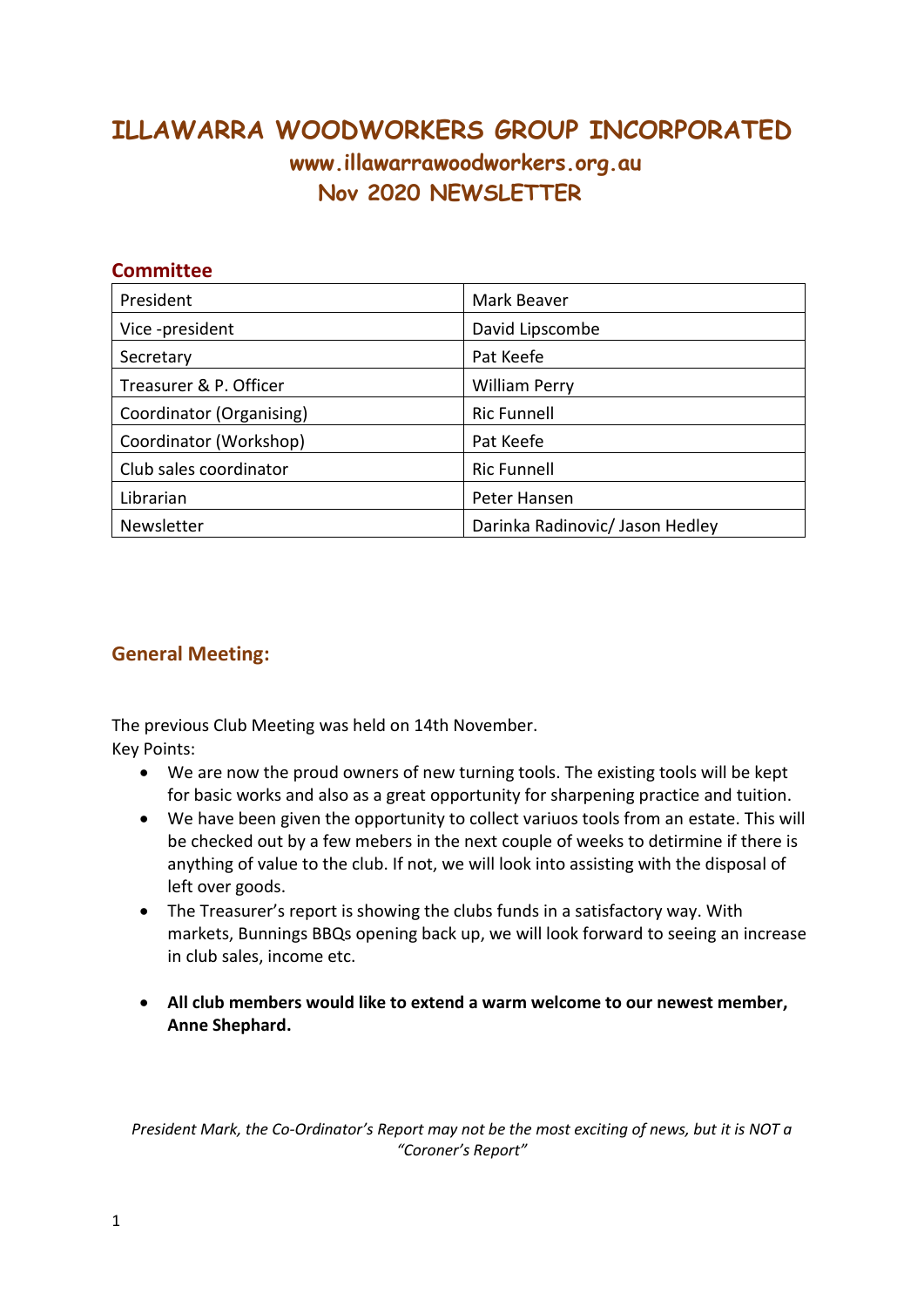# ILLAWARRA WOODWORKERS GROUP INCORPORATED

## www.illawarrawoodworkers.org.au

## Nov 2020 NEWSLETTER

### Committee

| President | Mark Beaver |
|---|---|
| Vice -president | David Lipscombe |
| Secretary | Pat Keefe |
| Treasurer & P. Officer | William Perry |
| Coordinator (Organising) | Ric Funnell |
| Coordinator (Workshop) | Pat Keefe |
| Club sales coordinator | Ric Funnell |
| Librarian | Peter Hansen |
| Newsletter | Darinka Radinovic/ Jason Hedley |

### General Meeting:

The previous Club Meeting was held on 14th November.
Key Points:

- We are now the proud owners of new turning tools. The existing tools will be kept for basic works and also as a great opportunity for sharpening practice and tuition.
- We have been given the opportunity to collect variuos tools from an estate. This will be checked out by a few mebers in the next couple of weeks to detirmine if there is anything of value to the club. If not, we will look into assisting with the disposal of left over goods.
- The Treasurer's report is showing the clubs funds in a satisfactory way. With markets, Bunnings BBQs opening back up, we will look forward to seeing an increase in club sales, income etc.
- **All club members would like to extend a warm welcome to our newest member, Anne Shephard.**

*President Mark, the Co-Ordinator's Report may not be the most exciting of news, but it is NOT a "Coroner's Report"*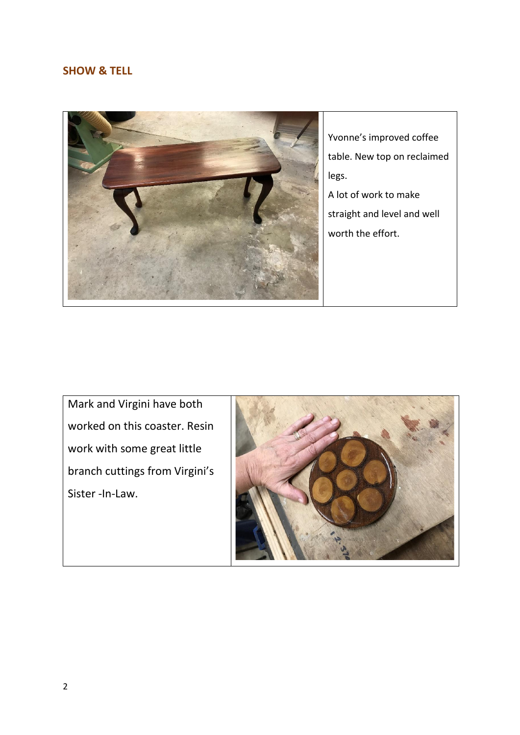## SHOW & TELL

Yvonne's improved coffee table. New top on reclaimed legs.
A lot of work to make straight and level and well worth the effort.

Mark and Virgini have both worked on this coaster. Resin work with some great little branch cuttings from Virgini's Sister -In-Law.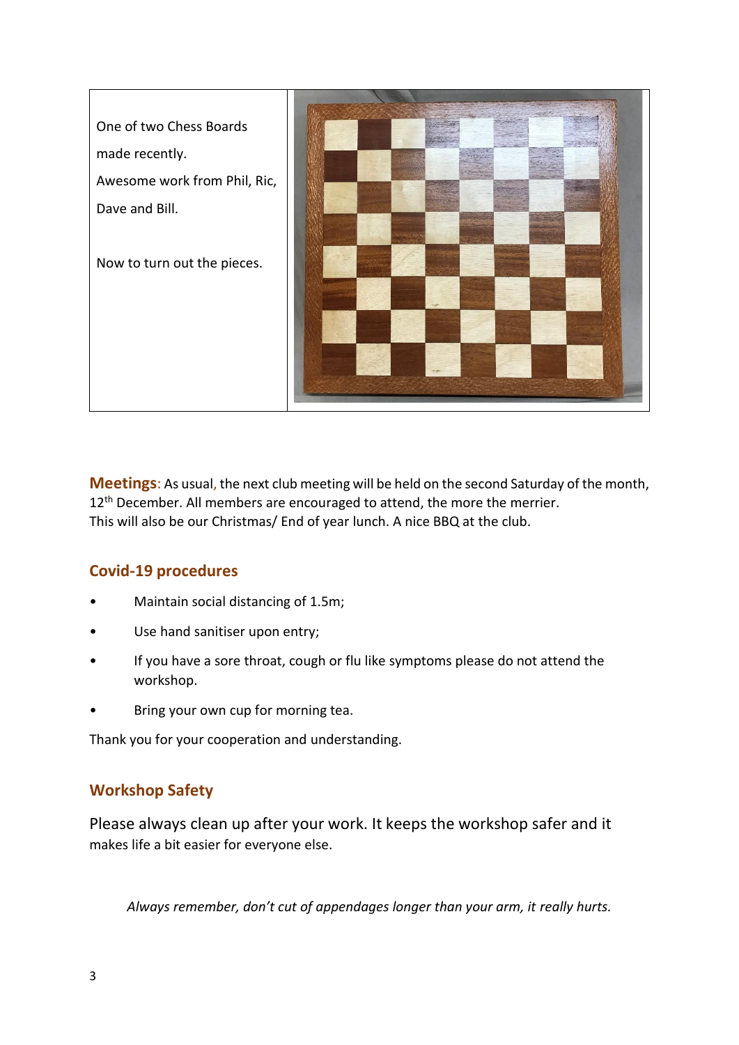One of two Chess Boards made recently.

Awesome work from Phil, Ric, Dave and Bill.

Now to turn out the pieces.

**Meetings**: As usual, the next club meeting will be held on the second Saturday of the month, 12th December. All members are encouraged to attend, the more the merrier.
This will also be our Christmas/ End of year lunch. A nice BBQ at the club.

## Covid-19 procedures

- Maintain social distancing of 1.5m;
- Use hand sanitiser upon entry;
- If you have a sore throat, cough or flu like symptoms please do not attend the workshop.
- Bring your own cup for morning tea.

Thank you for your cooperation and understanding.

## Workshop Safety

Please always clean up after your work. It keeps the workshop safer and it makes life a bit easier for everyone else.

*Always remember, don't cut of appendages longer than your arm, it really hurts.*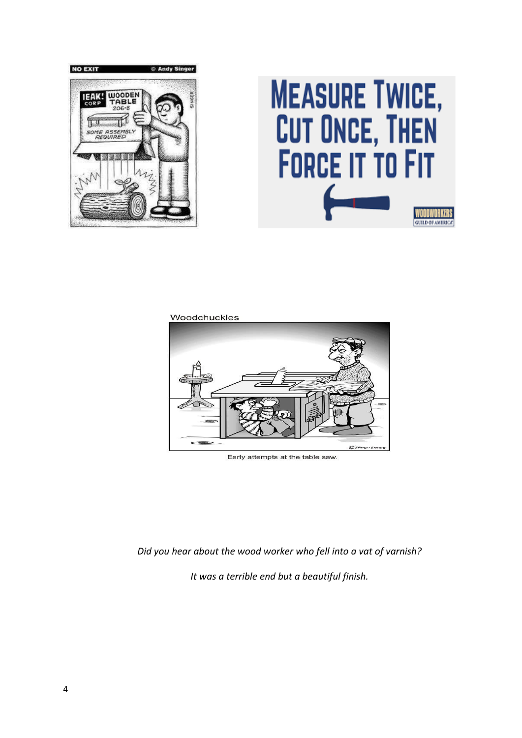NO EXIT © Andy Singer

IEAK! CORP WOODEN TABLE 206-8 SOME ASSEMBLY REQUIRED

SINGER

MEASURE TWICE, CUT ONCE, THEN FORCE IT TO FIT

WOODWORKERS GUILD OF AMERICA

Woodchuckles

© SPIRO-SANDERS

Early attempts at the table saw.

*Did you hear about the wood worker who fell into a vat of varnish?*

*It was a terrible end but a beautiful finish.*